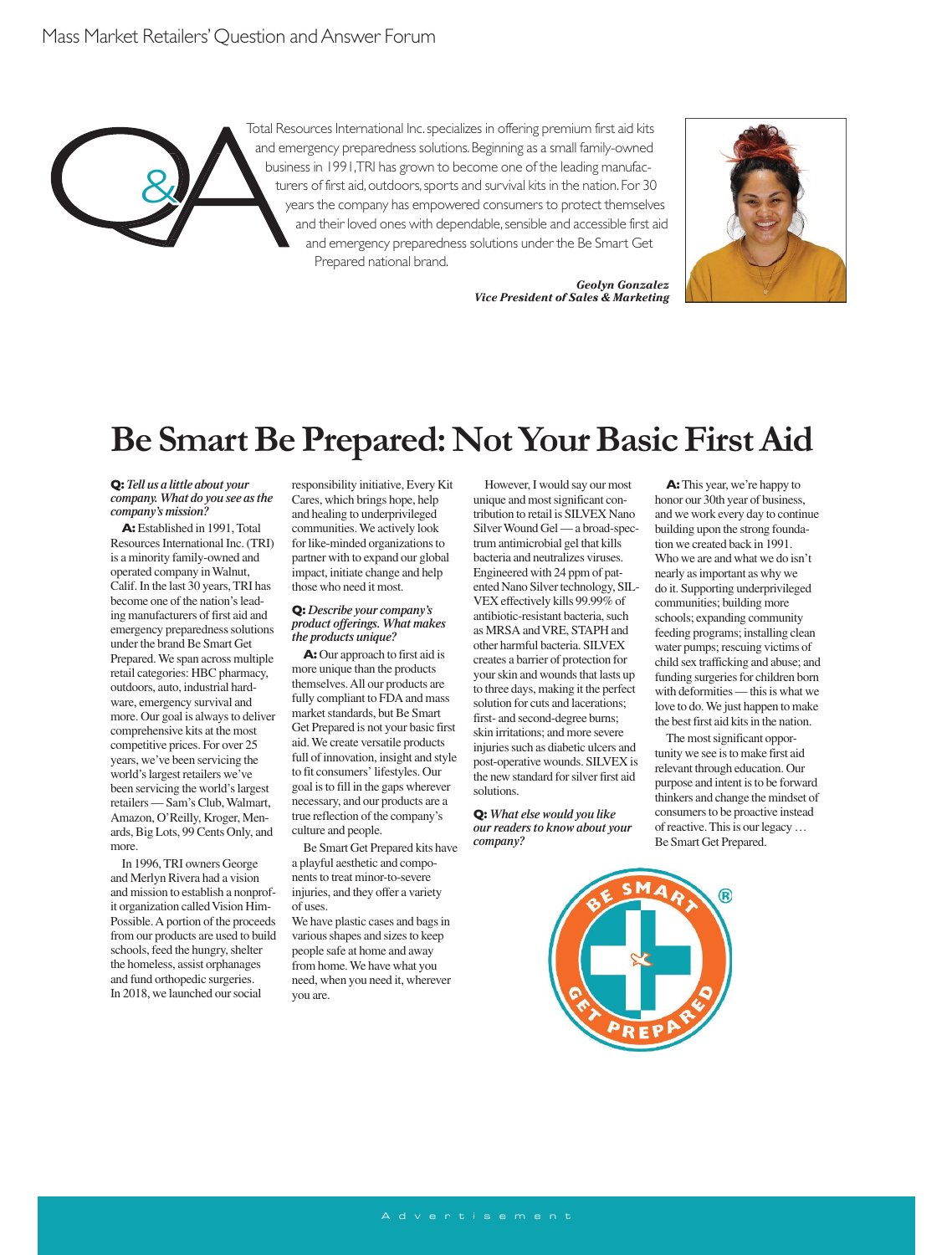Total Resources International Inc. specializes in offering premium first aid kits and emergency preparedness solutions. Beginning as a small family-owned business in 1991, TRI has grown to become one of the leading manufacturers of first aid, outdoors, sports and survival kits in the nation. For 30 years the company has empowered consumers to protect themselves and their loved ones with dependable, sensible and accessible first aid and emergency preparedness solutions under the Be Smart Get Prepared national brand.

***Geolyn Gonzalez***
***Vice President of Sales & Marketing***

# Be Smart Be Prepared: Not Your Basic First Aid

**Q:** *Tell us a little about your company. What do you see as the company's mission?*

**A:** Established in 1991, Total Resources International Inc. (TRI) is a minority family-owned and operated company in Walnut, Calif. In the last 30 years, TRI has become one of the nation's leading manufacturers of first aid and emergency preparedness solutions under the brand Be Smart Get Prepared. We span across multiple retail categories: HBC pharmacy, outdoors, auto, industrial hardware, emergency survival and more. Our goal is always to deliver comprehensive kits at the most competitive prices. For over 25 years, we've been servicing the world's largest retailers we've been servicing the world's largest retailers — Sam's Club, Walmart, Amazon, O'Reilly, Kroger, Menards, Big Lots, 99 Cents Only, and more.

In 1996, TRI owners George and Merlyn Rivera had a vision and mission to establish a nonprofit organization called Vision Him-Possible. A portion of the proceeds from our products are used to build schools, feed the hungry, shelter the homeless, assist orphanages and fund orthopedic surgeries. In 2018, we launched our social responsibility initiative, Every Kit Cares, which brings hope, help and healing to underprivileged communities. We actively look for like-minded organizations to partner with to expand our global impact, initiate change and help those who need it most.

**Q:** *Describe your company's product offerings. What makes the products unique?*

**A:** Our approach to first aid is more unique than the products themselves. All our products are fully compliant to FDA and mass market standards, but Be Smart Get Prepared is not your basic first aid. We create versatile products full of innovation, insight and style to fit consumers' lifestyles. Our goal is to fill in the gaps wherever necessary, and our products are a true reflection of the company's culture and people.

Be Smart Get Prepared kits have a playful aesthetic and components to treat minor-to-severe injuries, and they offer a variety of uses.

We have plastic cases and bags in various shapes and sizes to keep people safe at home and away from home. We have what you need, when you need it, wherever you are.

However, I would say our most unique and most significant contribution to retail is SILVEX Nano Silver Wound Gel — a broad-spectrum antimicrobial gel that kills bacteria and neutralizes viruses. Engineered with 24 ppm of patented Nano Silver technology, SILVEX effectively kills 99.99% of antibiotic-resistant bacteria, such as MRSA and VRE, STAPH and other harmful bacteria. SILVEX creates a barrier of protection for your skin and wounds that lasts up to three days, making it the perfect solution for cuts and lacerations; first- and second-degree burns; skin irritations; and more severe injuries such as diabetic ulcers and post-operative wounds. SILVEX is the new standard for silver first aid solutions.

**Q:** *What else would you like our readers to know about your company?*

**A:** This year, we're happy to honor our 30th year of business, and we work every day to continue building upon the strong foundation we created back in 1991. Who we are and what we do isn't nearly as important as why we do it. Supporting underprivileged communities; building more schools; expanding community feeding programs; installing clean water pumps; rescuing victims of child sex trafficking and abuse; and funding surgeries for children born with deformities — this is what we love to do. We just happen to make the best first aid kits in the nation.

The most significant opportunity we see is to make first aid relevant through education. Our purpose and intent is to be forward thinkers and change the mindset of consumers to be proactive instead of reactive. This is our legacy … Be Smart Get Prepared.

Advertisement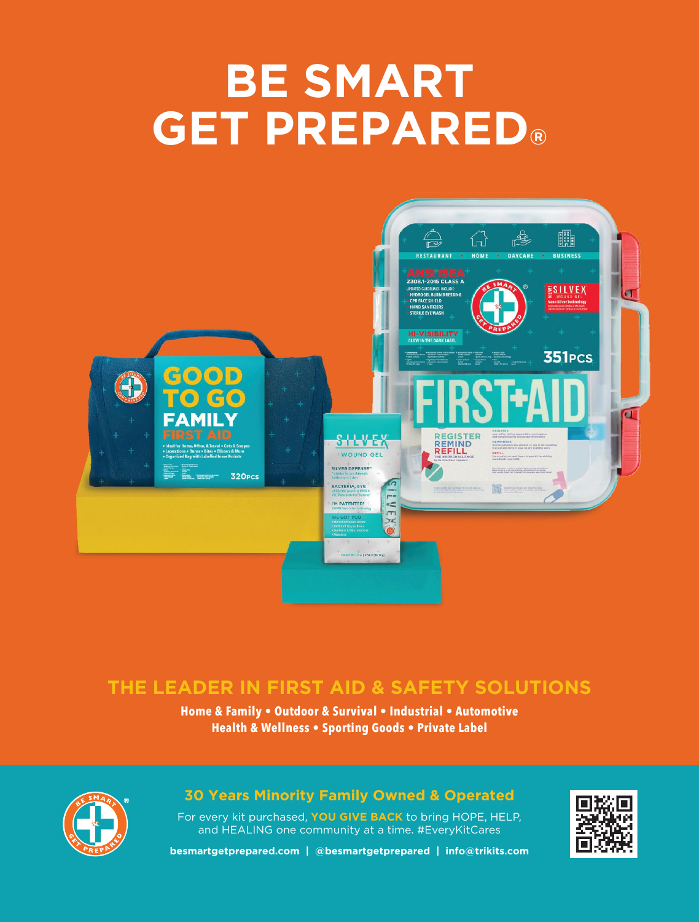# BE SMART GET PREPARED®

## THE LEADER IN FIRST AID & SAFETY SOLUTIONS

**Home & Family • Outdoor & Survival • Industrial • Automotive Health & Wellness • Sporting Goods • Private Label**

**30 Years Minority Family Owned & Operated**

For every kit purchased, **YOU GIVE BACK** to bring HOPE, HELP, and HEALING one community at a time. #EveryKitCares

**besmartgetprepared.com | @besmartgetprepared | info@trikits.com**